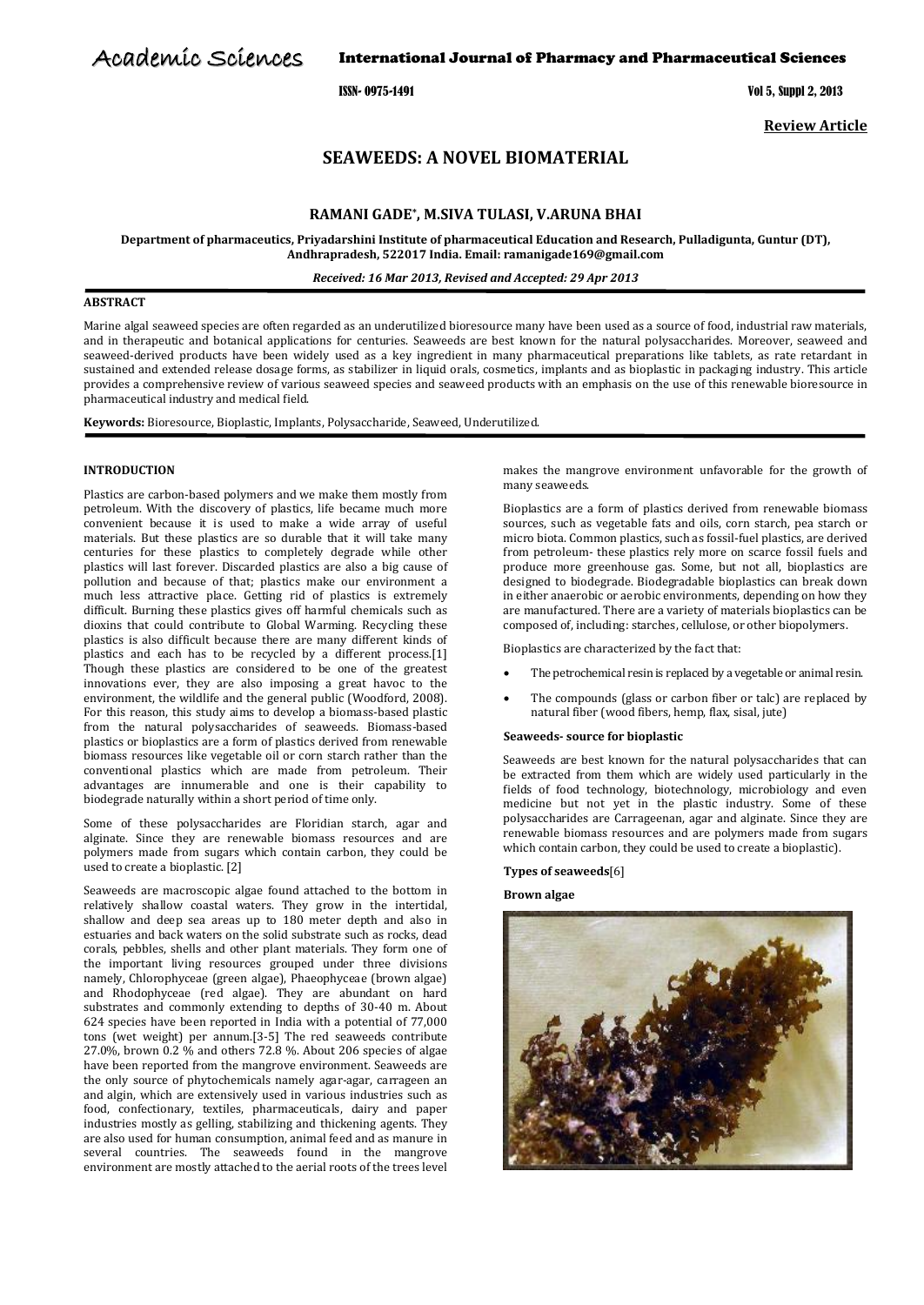Academic Sciences

International Journal of Pharmacy and Pharmaceutical Sciences

ISSN- 0975-1491

**Review Article**

# SEAWEEDS: A NOVEL BIOMATERIAL

**RAMANI GADE*, M.SIVA TULASI, V.ARUNA BHAI**

**Department of pharmaceutics, Priyadarshini Institute of pharmaceutical Education and Research, Pulladigunta, Guntur (DT), Andhrapradesh, 522017 India. Email: ramanigade169@gmail.com**

***Received: 16 Mar 2013, Revised and Accepted: 29 Apr 2013***

## ABSTRACT

Marine algal seaweed species are often regarded as an underutilized bioresource many have been used as a source of food, industrial raw materials, and in therapeutic and botanical applications for centuries. Seaweeds are best known for the natural polysaccharides. Moreover, seaweed and seaweed-derived products have been widely used as a key ingredient in many pharmaceutical preparations like tablets, as rate retardant in sustained and extended release dosage forms, as stabilizer in liquid orals, cosmetics, implants and as bioplastic in packaging industry. This article provides a comprehensive review of various seaweed species and seaweed products with an emphasis on the use of this renewable bioresource in pharmaceutical industry and medical field.

**Keywords:** Bioresource, Bioplastic, Implants, Polysaccharide, Seaweed, Underutilized.

## INTRODUCTION

Plastics are carbon-based polymers and we make them mostly from petroleum. With the discovery of plastics, life became much more convenient because it is used to make a wide array of useful materials. But these plastics are so durable that it will take many centuries for these plastics to completely degrade while other plastics will last forever. Discarded plastics are also a big cause of pollution and because of that; plastics make our environment a much less attractive place. Getting rid of plastics is extremely difficult. Burning these plastics gives off harmful chemicals such as dioxins that could contribute to Global Warming. Recycling these plastics is also difficult because there are many different kinds of plastics and each has to be recycled by a different process.[1] Though these plastics are considered to be one of the greatest innovations ever, they are also imposing a great havoc to the environment, the wildlife and the general public (Woodford, 2008). For this reason, this study aims to develop a biomass-based plastic from the natural polysaccharides of seaweeds. Biomass-based plastics or bioplastics are a form of plastics derived from renewable biomass resources like vegetable oil or corn starch rather than the conventional plastics which are made from petroleum. Their advantages are innumerable and one is their capability to biodegrade naturally within a short period of time only.

Some of these polysaccharides are Floridian starch, agar and alginate. Since they are renewable biomass resources and are polymers made from sugars which contain carbon, they could be used to create a bioplastic. [2]

Seaweeds are macroscopic algae found attached to the bottom in relatively shallow coastal waters. They grow in the intertidal, shallow and deep sea areas up to 180 meter depth and also in estuaries and back waters on the solid substrate such as rocks, dead corals, pebbles, shells and other plant materials. They form one of the important living resources grouped under three divisions namely, Chlorophyceae (green algae), Phaeophyceae (brown algae) and Rhodophyceae (red algae). They are abundant on hard substrates and commonly extending to depths of 30-40 m. About 624 species have been reported in India with a potential of 77,000 tons (wet weight) per annum.[3-5] The red seaweeds contribute 27.0%, brown 0.2 % and others 72.8 %. About 206 species of algae have been reported from the mangrove environment. Seaweeds are the only source of phytochemicals namely agar-agar, carrageen an and algin, which are extensively used in various industries such as food, confectionary, textiles, pharmaceuticals, dairy and paper industries mostly as gelling, stabilizing and thickening agents. They are also used for human consumption, animal feed and as manure in several countries. The seaweeds found in the mangrove environment are mostly attached to the aerial roots of the trees level makes the mangrove environment unfavorable for the growth of many seaweeds.

Bioplastics are a form of plastics derived from renewable biomass sources, such as vegetable fats and oils, corn starch, pea starch or micro biota. Common plastics, such as fossil-fuel plastics, are derived from petroleum- these plastics rely more on scarce fossil fuels and produce more greenhouse gas. Some, but not all, bioplastics are designed to biodegrade. Biodegradable bioplastics can break down in either anaerobic or aerobic environments, depending on how they are manufactured. There are a variety of materials bioplastics can be composed of, including: starches, cellulose, or other biopolymers.

Bioplastics are characterized by the fact that:

- The petrochemical resin is replaced by a vegetable or animal resin.
- The compounds (glass or carbon fiber or talc) are replaced by natural fiber (wood fibers, hemp, flax, sisal, jute)

### Seaweeds- source for bioplastic

Seaweeds are best known for the natural polysaccharides that can be extracted from them which are widely used particularly in the fields of food technology, biotechnology, microbiology and even medicine but not yet in the plastic industry. Some of these polysaccharides are Carrageenan, agar and alginate. Since they are renewable biomass resources and are polymers made from sugars which contain carbon, they could be used to create a bioplastic).

### Types of seaweeds[6]

**Brown algae**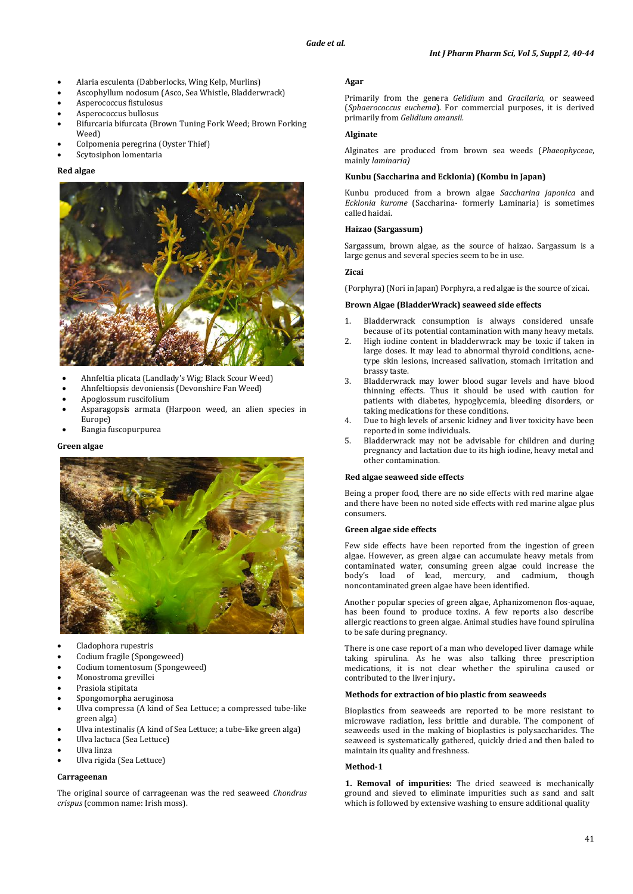- Alaria esculenta (Dabberlocks, Wing Kelp, Murlins)
- Ascophyllum nodosum (Asco, Sea Whistle, Bladderwrack)
- Asperococcus fistulosus
- Asperococcus bullosus
- Bifurcaria bifurcata (Brown Tuning Fork Weed; Brown Forking Weed)
- Colpomenia peregrina (Oyster Thief)
- Scytosiphon lomentaria

#### Red algae

- Ahnfeltia plicata (Landlady's Wig; Black Scour Weed)
- Ahnfeltiopsis devoniensis (Devonshire Fan Weed)
- Apoglossum ruscifolium
- Asparagopsis armata (Harpoon weed, an alien species in Europe)
- Bangia fuscopurpurea

#### Green algae

- Cladophora rupestris
- Codium fragile (Spongeweed)
- Codium tomentosum (Spongeweed)
- Monostroma grevillei
- Prasiola stipitata
- Spongomorpha aeruginosa
- Ulva compressa (A kind of Sea Lettuce; a compressed tube-like green alga)
- Ulva intestinalis (A kind of Sea Lettuce; a tube-like green alga)
- Ulva lactuca (Sea Lettuce)
- Ulva linza
- Ulva rigida (Sea Lettuce)

#### Carrageenan

The original source of carrageenan was the red seaweed *Chondrus crispus* (common name: Irish moss).

#### Agar

Primarily from the genera *Gelidium* and *Gracilaria*, or seaweed (*Sphaerococcus euchema*). For commercial purposes, it is derived primarily from *Gelidium amansii*.

#### Alginate

Alginates are produced from brown sea weeds (*Phaeophyceae*, mainly *laminaria)*

#### Kunbu (Saccharina and Ecklonia) (Kombu in Japan)

Kunbu produced from a brown algae *Saccharina japonica* and *Ecklonia kurome* (Saccharina- formerly Laminaria) is sometimes called haidai.

#### Haizao (Sargassum)

Sargassum, brown algae, as the source of haizao. Sargassum is a large genus and several species seem to be in use.

#### Zicai

(Porphyra) (Nori in Japan) Porphyra, a red algae is the source of zicai.

#### Brown Algae (BladderWrack) seaweed side effects

1. Bladderwrack consumption is always considered unsafe because of its potential contamination with many heavy metals.
2. High iodine content in bladderwrack may be toxic if taken in large doses. It may lead to abnormal thyroid conditions, acne-type skin lesions, increased salivation, stomach irritation and brassy taste.
3. Bladderwrack may lower blood sugar levels and have blood thinning effects. Thus it should be used with caution for patients with diabetes, hypoglycemia, bleeding disorders, or taking medications for these conditions.
4. Due to high levels of arsenic kidney and liver toxicity have been reported in some individuals.
5. Bladderwrack may not be advisable for children and during pregnancy and lactation due to its high iodine, heavy metal and other contamination.

#### Red algae seaweed side effects

Being a proper food, there are no side effects with red marine algae and there have been no noted side effects with red marine algae plus consumers.

#### Green algae side effects

Few side effects have been reported from the ingestion of green algae. However, as green algae can accumulate heavy metals from contaminated water, consuming green algae could increase the body's load of lead, mercury, and cadmium, though noncontaminated green algae have been identified.

Another popular species of green algae, Aphanizomenon flos-aquae, has been found to produce toxins. A few reports also describe allergic reactions to green algae. Animal studies have found spirulina to be safe during pregnancy.

There is one case report of a man who developed liver damage while taking spirulina. As he was also talking three prescription medications, it is not clear whether the spirulina caused or contributed to the liver injury**.**

#### Methods for extraction of bio plastic from seaweeds

Bioplastics from seaweeds are reported to be more resistant to microwave radiation, less brittle and durable. The component of seaweeds used in the making of bioplastics is polysaccharides. The seaweed is systematically gathered, quickly dried and then baled to maintain its quality and freshness.

#### Method-1

**1. Removal of impurities:** The dried seaweed is mechanically ground and sieved to eliminate impurities such as sand and salt which is followed by extensive washing to ensure additional quality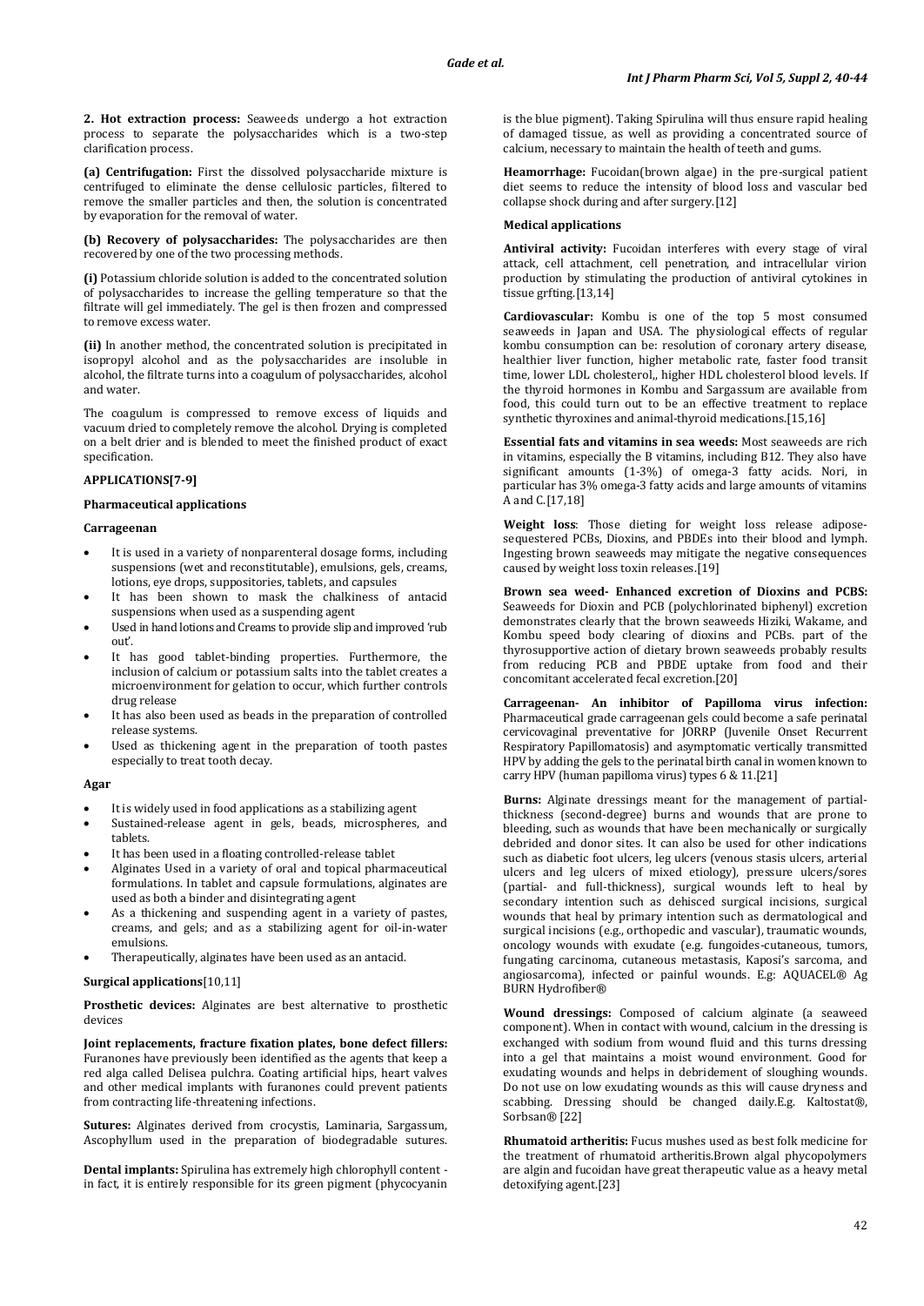**2. Hot extraction process:** Seaweeds undergo a hot extraction process to separate the polysaccharides which is a two-step clarification process.

**(a) Centrifugation:** First the dissolved polysaccharide mixture is centrifuged to eliminate the dense cellulosic particles, filtered to remove the smaller particles and then, the solution is concentrated by evaporation for the removal of water.

**(b) Recovery of polysaccharides:** The polysaccharides are then recovered by one of the two processing methods.

**(i)** Potassium chloride solution is added to the concentrated solution of polysaccharides to increase the gelling temperature so that the filtrate will gel immediately. The gel is then frozen and compressed to remove excess water.

**(ii)** In another method, the concentrated solution is precipitated in isopropyl alcohol and as the polysaccharides are insoluble in alcohol, the filtrate turns into a coagulum of polysaccharides, alcohol and water.

The coagulum is compressed to remove excess of liquids and vacuum dried to completely remove the alcohol. Drying is completed on a belt drier and is blended to meet the finished product of exact specification.

## APPLICATIONS[7-9]

### Pharmaceutical applications

#### Carrageenan

- It is used in a variety of nonparenteral dosage forms, including suspensions (wet and reconstitutable), emulsions, gels, creams, lotions, eye drops, suppositories, tablets, and capsules
- It has been shown to mask the chalkiness of antacid suspensions when used as a suspending agent
- Used in hand lotions and Creams to provide slip and improved 'rub out'.
- It has good tablet-binding properties. Furthermore, the inclusion of calcium or potassium salts into the tablet creates a microenvironment for gelation to occur, which further controls drug release
- It has also been used as beads in the preparation of controlled release systems.
- Used as thickening agent in the preparation of tooth pastes especially to treat tooth decay.

#### Agar

- It is widely used in food applications as a stabilizing agent
- Sustained-release agent in gels, beads, microspheres, and tablets.
- It has been used in a floating controlled-release tablet
- Alginates Used in a variety of oral and topical pharmaceutical formulations. In tablet and capsule formulations, alginates are used as both a binder and disintegrating agent
- As a thickening and suspending agent in a variety of pastes, creams, and gels; and as a stabilizing agent for oil-in-water emulsions.
- Therapeutically, alginates have been used as an antacid.

### Surgical applications[10,11]

**Prosthetic devices:** Alginates are best alternative to prosthetic devices

**Joint replacements, fracture fixation plates, bone defect fillers:** Furanones have previously been identified as the agents that keep a red alga called Delisea pulchra. Coating artificial hips, heart valves and other medical implants with furanones could prevent patients from contracting life-threatening infections.

**Sutures:** Alginates derived from crocystis, Laminaria, Sargassum, Ascophyllum used in the preparation of biodegradable sutures.

**Dental implants:** Spirulina has extremely high chlorophyll content - in fact, it is entirely responsible for its green pigment (phycocyanin is the blue pigment). Taking Spirulina will thus ensure rapid healing of damaged tissue, as well as providing a concentrated source of calcium, necessary to maintain the health of teeth and gums.

**Heamorrhage:** Fucoidan(brown algae) in the pre-surgical patient diet seems to reduce the intensity of blood loss and vascular bed collapse shock during and after surgery.[12]

### Medical applications

**Antiviral activity:** Fucoidan interferes with every stage of viral attack, cell attachment, cell penetration, and intracellular virion production by stimulating the production of antiviral cytokines in tissue grfting.[13,14]

**Cardiovascular:** Kombu is one of the top 5 most consumed seaweeds in Japan and USA. The physiological effects of regular kombu consumption can be: resolution of coronary artery disease, healthier liver function, higher metabolic rate, faster food transit time, lower LDL cholesterol,, higher HDL cholesterol blood levels. If the thyroid hormones in Kombu and Sargassum are available from food, this could turn out to be an effective treatment to replace synthetic thyroxines and animal-thyroid medications.[15,16]

**Essential fats and vitamins in sea weeds:** Most seaweeds are rich in vitamins, especially the B vitamins, including B12. They also have significant amounts (1-3%) of omega-3 fatty acids. Nori, in particular has 3% omega-3 fatty acids and large amounts of vitamins A and C.[17,18]

**Weight loss**: Those dieting for weight loss release adipose-sequestered PCBs, Dioxins, and PBDEs into their blood and lymph. Ingesting brown seaweeds may mitigate the negative consequences caused by weight loss toxin releases.[19]

**Brown sea weed- Enhanced excretion of Dioxins and PCBS:** Seaweeds for Dioxin and PCB (polychlorinated biphenyl) excretion demonstrates clearly that the brown seaweeds Hiziki, Wakame, and Kombu speed body clearing of dioxins and PCBs. part of the thyrosupportive action of dietary brown seaweeds probably results from reducing PCB and PBDE uptake from food and their concomitant accelerated fecal excretion.[20]

**Carrageenan- An inhibitor of Papilloma virus infection:** Pharmaceutical grade carrageenan gels could become a safe perinatal cervicovaginal preventative for JORRP (Juvenile Onset Recurrent Respiratory Papillomatosis) and asymptomatic vertically transmitted HPV by adding the gels to the perinatal birth canal in women known to carry HPV (human papilloma virus) types 6 & 11.[21]

**Burns:** Alginate dressings meant for the management of partial-thickness (second-degree) burns and wounds that are prone to bleeding, such as wounds that have been mechanically or surgically debrided and donor sites. It can also be used for other indications such as diabetic foot ulcers, leg ulcers (venous stasis ulcers, arterial ulcers and leg ulcers of mixed etiology), pressure ulcers/sores (partial- and full-thickness), surgical wounds left to heal by secondary intention such as dehisced surgical incisions, surgical wounds that heal by primary intention such as dermatological and surgical incisions (e.g., orthopedic and vascular), traumatic wounds, oncology wounds with exudate (e.g. fungoides-cutaneous, tumors, fungating carcinoma, cutaneous metastasis, Kaposi's sarcoma, and angiosarcoma), infected or painful wounds. E.g: AQUACEL® Ag BURN Hydrofiber®

**Wound dressings:** Composed of calcium alginate (a seaweed component). When in contact with wound, calcium in the dressing is exchanged with sodium from wound fluid and this turns dressing into a gel that maintains a moist wound environment. Good for exudating wounds and helps in debridement of sloughing wounds. Do not use on low exudating wounds as this will cause dryness and scabbing. Dressing should be changed daily.E.g. Kaltostat®, Sorbsan® [22]

**Rhumatoid artheritis:** Fucus mushes used as best folk medicine for the treatment of rhumatoid artheritis.Brown algal phycopolymers are algin and fucoidan have great therapeutic value as a heavy metal detoxifying agent.[23]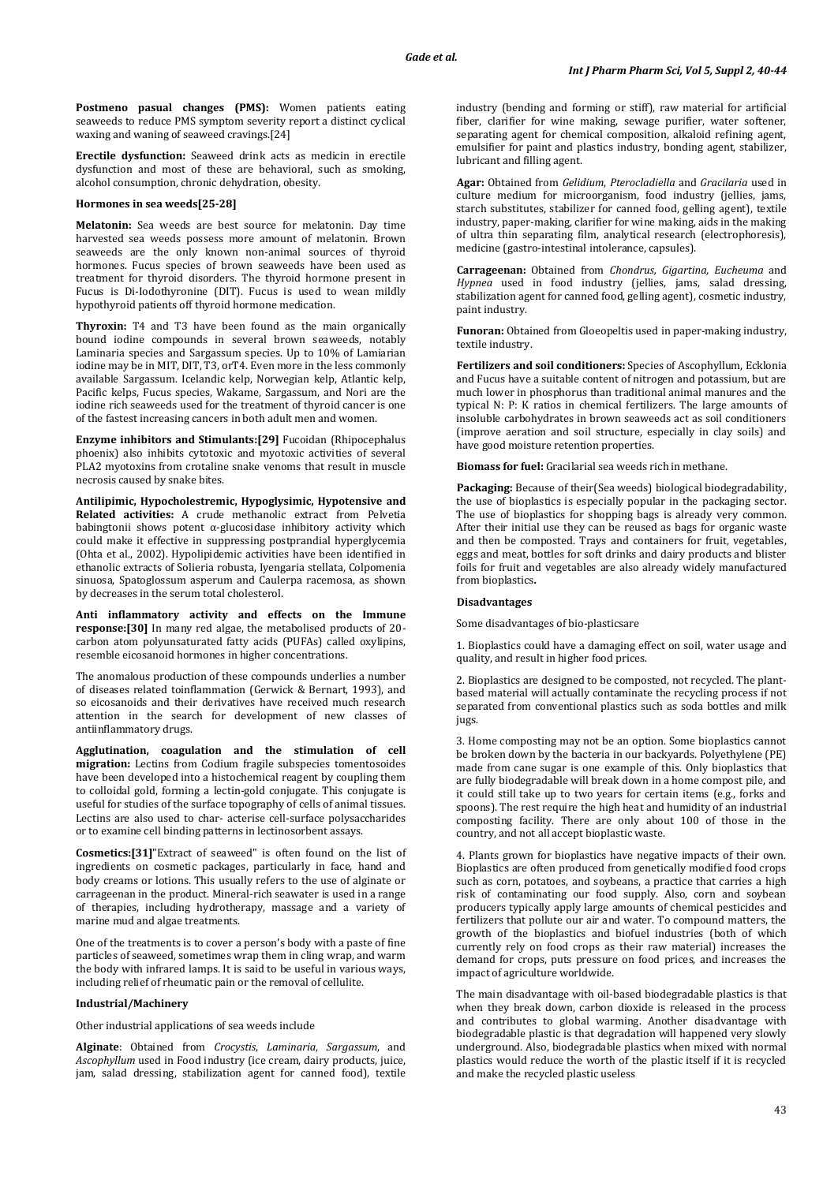**Postmeno pasual changes (PMS):** Women patients eating seaweeds to reduce PMS symptom severity report a distinct cyclical waxing and waning of seaweed cravings.[24]

**Erectile dysfunction:** Seaweed drink acts as medicin in erectile dysfunction and most of these are behavioral, such as smoking, alcohol consumption, chronic dehydration, obesity.

#### Hormones in sea weeds[25-28]

**Melatonin:** Sea weeds are best source for melatonin. Day time harvested sea weeds possess more amount of melatonin. Brown seaweeds are the only known non-animal sources of thyroid hormones. Fucus species of brown seaweeds have been used as treatment for thyroid disorders. The thyroid hormone present in Fucus is Di-Iodothyronine (DIT). Fucus is used to wean mildly hypothyroid patients off thyroid hormone medication.

**Thyroxin:** T4 and T3 have been found as the main organically bound iodine compounds in several brown seaweeds, notably Laminaria species and Sargassum species. Up to 10% of Lamiarian iodine may be in MIT, DIT, T3, orT4. Even more in the less commonly available Sargassum. Icelandic kelp, Norwegian kelp, Atlantic kelp, Pacific kelps, Fucus species, Wakame, Sargassum, and Nori are the iodine rich seaweeds used for the treatment of thyroid cancer is one of the fastest increasing cancers in both adult men and women.

**Enzyme inhibitors and Stimulants:[29]** Fucoidan (Rhipocephalus phoenix) also inhibits cytotoxic and myotoxic activities of several PLA2 myotoxins from crotaline snake venoms that result in muscle necrosis caused by snake bites.

**Antilipimic, Hypocholestremic, Hypoglysimic, Hypotensive and Related activities:** A crude methanolic extract from Pelvetia babingtonii shows potent α-glucosidase inhibitory activity which could make it effective in suppressing postprandial hyperglycemia (Ohta et al., 2002). Hypolipidemic activities have been identified in ethanolic extracts of Solieria robusta, Iyengaria stellata, Colpomenia sinuosa, Spatoglossum asperum and Caulerpa racemosa, as shown by decreases in the serum total cholesterol.

**Anti inflammatory activity and effects on the Immune response:[30]** In many red algae, the metabolised products of 20-carbon atom polyunsaturated fatty acids (PUFAs) called oxylipins, resemble eicosanoid hormones in higher concentrations.

The anomalous production of these compounds underlies a number of diseases related toinflammation (Gerwick & Bernart, 1993), and so eicosanoids and their derivatives have received much research attention in the search for development of new classes of antiinflammatory drugs.

**Agglutination, coagulation and the stimulation of cell migration:** Lectins from Codium fragile subspecies tomentosoides have been developed into a histochemical reagent by coupling them to colloidal gold, forming a lectin-gold conjugate. This conjugate is useful for studies of the surface topography of cells of animal tissues. Lectins are also used to char- acterise cell-surface polysaccharides or to examine cell binding patterns in lectinosorbent assays.

**Cosmetics:[31]**"Extract of seaweed" is often found on the list of ingredients on cosmetic packages, particularly in face, hand and body creams or lotions. This usually refers to the use of alginate or carrageenan in the product. Mineral-rich seawater is used in a range of therapies, including hydrotherapy, massage and a variety of marine mud and algae treatments.

One of the treatments is to cover a person's body with a paste of fine particles of seaweed, sometimes wrap them in cling wrap, and warm the body with infrared lamps. It is said to be useful in various ways, including relief of rheumatic pain or the removal of cellulite.

#### Industrial/Machinery

Other industrial applications of sea weeds include

**Alginate**: Obtained from *Crocystis*, *Laminaria*, *Sargassum*, and *Ascophyllum* used in Food industry (ice cream, dairy products, juice, jam, salad dressing, stabilization agent for canned food), textile industry (bending and forming or stiff), raw material for artificial fiber, clarifier for wine making, sewage purifier, water softener, separating agent for chemical composition, alkaloid refining agent, emulsifier for paint and plastics industry, bonding agent, stabilizer, lubricant and filling agent.

**Agar:** Obtained from *Gelidium*, *Pterocladiella* and *Gracilaria* used in culture medium for microorganism, food industry (jellies, jams, starch substitutes, stabilizer for canned food, gelling agent), textile industry, paper-making, clarifier for wine making, aids in the making of ultra thin separating film, analytical research (electrophoresis), medicine (gastro-intestinal intolerance, capsules).

**Carrageenan:** Obtained from *Chondrus, Gigartina, Eucheuma* and *Hypnea* used in food industry (jellies, jams, salad dressing, stabilization agent for canned food, gelling agent), cosmetic industry, paint industry.

**Funoran:** Obtained from Gloeopeltis used in paper-making industry, textile industry.

**Fertilizers and soil conditioners:** Species of Ascophyllum, Ecklonia and Fucus have a suitable content of nitrogen and potassium, but are much lower in phosphorus than traditional animal manures and the typical N: P: K ratios in chemical fertilizers. The large amounts of insoluble carbohydrates in brown seaweeds act as soil conditioners (improve aeration and soil structure, especially in clay soils) and have good moisture retention properties.

**Biomass for fuel:** Gracilarial sea weeds rich in methane.

**Packaging:** Because of their(Sea weeds) biological biodegradability, the use of bioplastics is especially popular in the packaging sector. The use of bioplastics for shopping bags is already very common. After their initial use they can be reused as bags for organic waste and then be composted. Trays and containers for fruit, vegetables, eggs and meat, bottles for soft drinks and dairy products and blister foils for fruit and vegetables are also already widely manufactured from bioplastics**.**

#### Disadvantages

Some disadvantages of bio-plasticsare

1. Bioplastics could have a damaging effect on soil, water usage and quality, and result in higher food prices.

2. Bioplastics are designed to be composted, not recycled. The plant-based material will actually contaminate the recycling process if not separated from conventional plastics such as soda bottles and milk jugs.

3. Home composting may not be an option. Some bioplastics cannot be broken down by the bacteria in our backyards. Polyethylene (PE) made from cane sugar is one example of this. Only bioplastics that are fully biodegradable will break down in a home compost pile, and it could still take up to two years for certain items (e.g., forks and spoons). The rest require the high heat and humidity of an industrial composting facility. There are only about 100 of those in the country, and not all accept bioplastic waste.

4. Plants grown for bioplastics have negative impacts of their own. Bioplastics are often produced from genetically modified food crops such as corn, potatoes, and soybeans, a practice that carries a high risk of contaminating our food supply. Also, corn and soybean producers typically apply large amounts of chemical pesticides and fertilizers that pollute our air and water. To compound matters, the growth of the bioplastics and biofuel industries (both of which currently rely on food crops as their raw material) increases the demand for crops, puts pressure on food prices, and increases the impact of agriculture worldwide.

The main disadvantage with oil-based biodegradable plastics is that when they break down, carbon dioxide is released in the process and contributes to global warming. Another disadvantage with biodegradable plastic is that degradation will happened very slowly underground. Also, biodegradable plastics when mixed with normal plastics would reduce the worth of the plastic itself if it is recycled and make the recycled plastic useless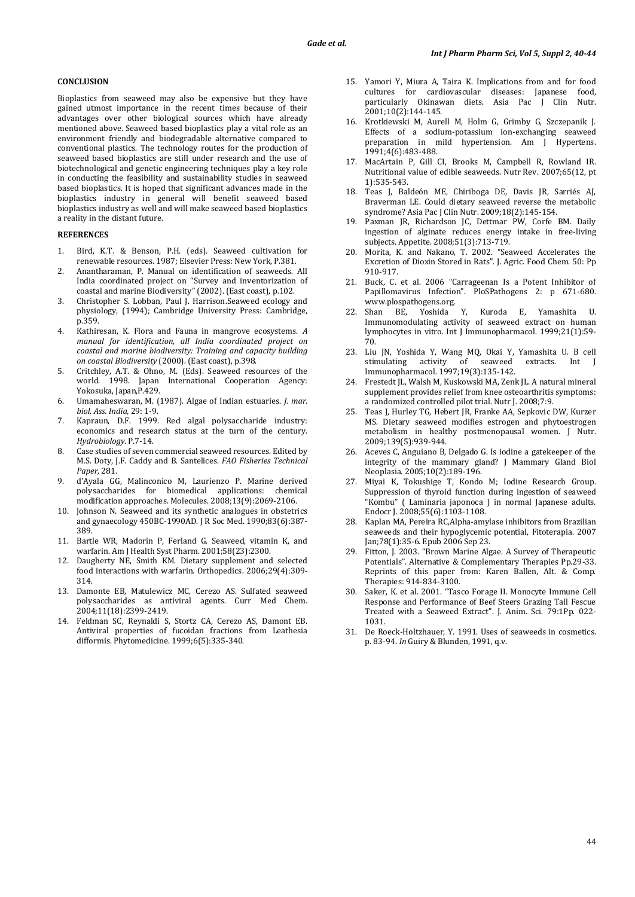## CONCLUSION

Bioplastics from seaweed may also be expensive but they have gained utmost importance in the recent times because of their advantages over other biological sources which have already mentioned above. Seaweed based bioplastics play a vital role as an environment friendly and biodegradable alternative compared to conventional plastics. The technology routes for the production of seaweed based bioplastics are still under research and the use of biotechnological and genetic engineering techniques play a key role in conducting the feasibility and sustainability studies in seaweed based bioplastics. It is hoped that significant advances made in the bioplastics industry in general will benefit seaweed based bioplastics industry as well and will make seaweed based bioplastics a reality in the distant future.

## REFERENCES

1. Bird, K.T. & Benson, P.H. (eds). Seaweed cultivation for renewable resources. 1987; Elsevier Press: New York, P.381.
2. Anantharaman, P. Manual on identification of seaweeds. All India coordinated project on "Survey and inventorization of coastal and marine Biodiversity" (2002). (East coast), p.102.
3. Christopher S. Lobban, Paul J. Harrison.Seaweed ecology and physiology, (1994); Cambridge University Press: Cambridge, p.359.
4. Kathiresan, K. Flora and Fauna in mangrove ecosystems. *A manual for identification, all India coordinated project on coastal and marine biodiversity: Training and capacity building on coastal Biodiversity* (2000). (East coast), p.398.
5. Critchley, A.T. & Ohno, M. (Eds). Seaweed resources of the world. 1998. Japan International Cooperation Agency: Yokosuka, Japan,P.429.
6. Umamaheswaran, M. (1987). Algae of Indian estuaries. *J. mar. biol. Ass. India*, 29: 1-9.
7. Kapraun, D.F. 1999. Red algal polysaccharide industry: economics and research status at the turn of the century. *Hydrobiology*. P.7-14.
8. Case studies of seven commercial seaweed resources. Edited by M.S. Doty, J.F. Caddy and B. Santelices. *FAO Fisheries Technical Paper*, 281.
9. d'Ayala GG, Malinconico M, Laurienzo P. Marine derived polysaccharides for biomedical applications: chemical modification approaches. Molecules. 2008;13(9):2069-2106.
10. Johnson N. Seaweed and its synthetic analogues in obstetrics and gynaecology 450BC-1990AD. J R Soc Med. 1990;83(6):387-389.
11. Bartle WR, Madorin P, Ferland G. Seaweed, vitamin K, and warfarin. Am J Health Syst Pharm. 2001;58(23):2300.
12. Daugherty NE, Smith KM. Dietary supplement and selected food interactions with warfarin. Orthopedics. 2006;29(4):309-314.
13. Damonte EB, Matulewicz MC, Cerezo AS. Sulfated seaweed polysaccharides as antiviral agents. Curr Med Chem. 2004;11(18):2399-2419.
14. Feldman SC, Reynaldi S, Stortz CA, Cerezo AS, Damont EB. Antiviral properties of fucoidan fractions from Leathesia difformis. Phytomedicine. 1999;6(5):335-340.
15. Yamori Y, Miura A, Taira K. Implications from and for food cultures for cardiovascular diseases: Japanese food, particularly Okinawan diets. Asia Pac J Clin Nutr. 2001;10(2):144-145.
16. Krotkiewski M, Aurell M, Holm G, Grimby G, Szczepanik J. Effects of a sodium-potassium ion-exchanging seaweed preparation in mild hypertension. Am J Hypertens. 1991;4(6):483-488.
17. MacArtain P, Gill CI, Brooks M, Campbell R, Rowland IR. Nutritional value of edible seaweeds. Nutr Rev. 2007;65(12, pt 1):535-543.
18. Teas J, Baldeón ME, Chiriboga DE, Davis JR, Sarriés AJ, Braverman LE. Could dietary seaweed reverse the metabolic syndrome? Asia Pac J Clin Nutr. 2009;18(2):145-154.
19. Paxman JR, Richardson JC, Dettmar PW, Corfe BM. Daily ingestion of alginate reduces energy intake in free-living subjects. Appetite. 2008;51(3):713-719.
20. Morita, K. and Nakano, T. 2002. "Seaweed Accelerates the Excretion of Dioxin Stored in Rats". J. Agric. Food Chem. 50: Pp 910-917.
21. Buck, C. et al. 2006 "Carrageenan Is a Potent Inhibitor of Papillomavirus Infection". PloSPathogens 2: p 671-680. www.plospathogens.org.
22. Shan BE, Yoshida Y, Kuroda E, Yamashita U. Immunomodulating activity of seaweed extract on human lymphocytes in vitro. Int J Immunopharmacol. 1999;21(1):59-70.
23. Liu JN, Yoshida Y, Wang MQ, Okai Y, Yamashita U. B cell stimulating activity of seaweed extracts. Int J Immunopharmacol. 1997;19(3):135-142.
24. Frestedt JL, Walsh M, Kuskowski MA, Zenk JL. A natural mineral supplement provides relief from knee osteoarthritis symptoms: a randomized controlled pilot trial. Nutr J. 2008;7:9.
25. Teas J, Hurley TG, Hebert JR, Franke AA, Sepkovic DW, Kurzer MS. Dietary seaweed modifies estrogen and phytoestrogen metabolism in healthy postmenopausal women. J Nutr. 2009;139(5):939-944.
26. Aceves C, Anguiano B, Delgado G. Is iodine a gatekeeper of the integrity of the mammary gland? J Mammary Gland Biol Neoplasia. 2005;10(2):189-196.
27. Miyai K, Tokushige T, Kondo M; Iodine Research Group. Suppression of thyroid function during ingestion of seaweed "Kombu" ( Laminaria japonoca ) in normal Japanese adults. Endocr J. 2008;55(6):1103-1108.
28. Kaplan MA, Pereira RC,Alpha-amylase inhibitors from Brazilian seaweeds and their hypoglycemic potential, Fitoterapia. 2007 Jan;78(1):35-6. Epub 2006 Sep 23.
29. Fitton, J. 2003. "Brown Marine Algae. A Survey of Therapeutic Potentials". Alternative & Complementary Therapies Pp.29-33. Reprints of this paper from: Karen Ballen, Alt. & Comp. Therapies: 914-834-3100.
30. Saker, K. et al. 2001. "Tasco Forage II. Monocyte Immune Cell Response and Performance of Beef Steers Grazing Tall Fescue Treated with a Seaweed Extract". J. Anim. Sci. 79:1Pp. 022-1031.
31. De Roeck-Holtzhauer, Y. 1991. Uses of seaweeds in cosmetics. p. 83-94. *In* Guiry & Blunden, 1991, q.v.